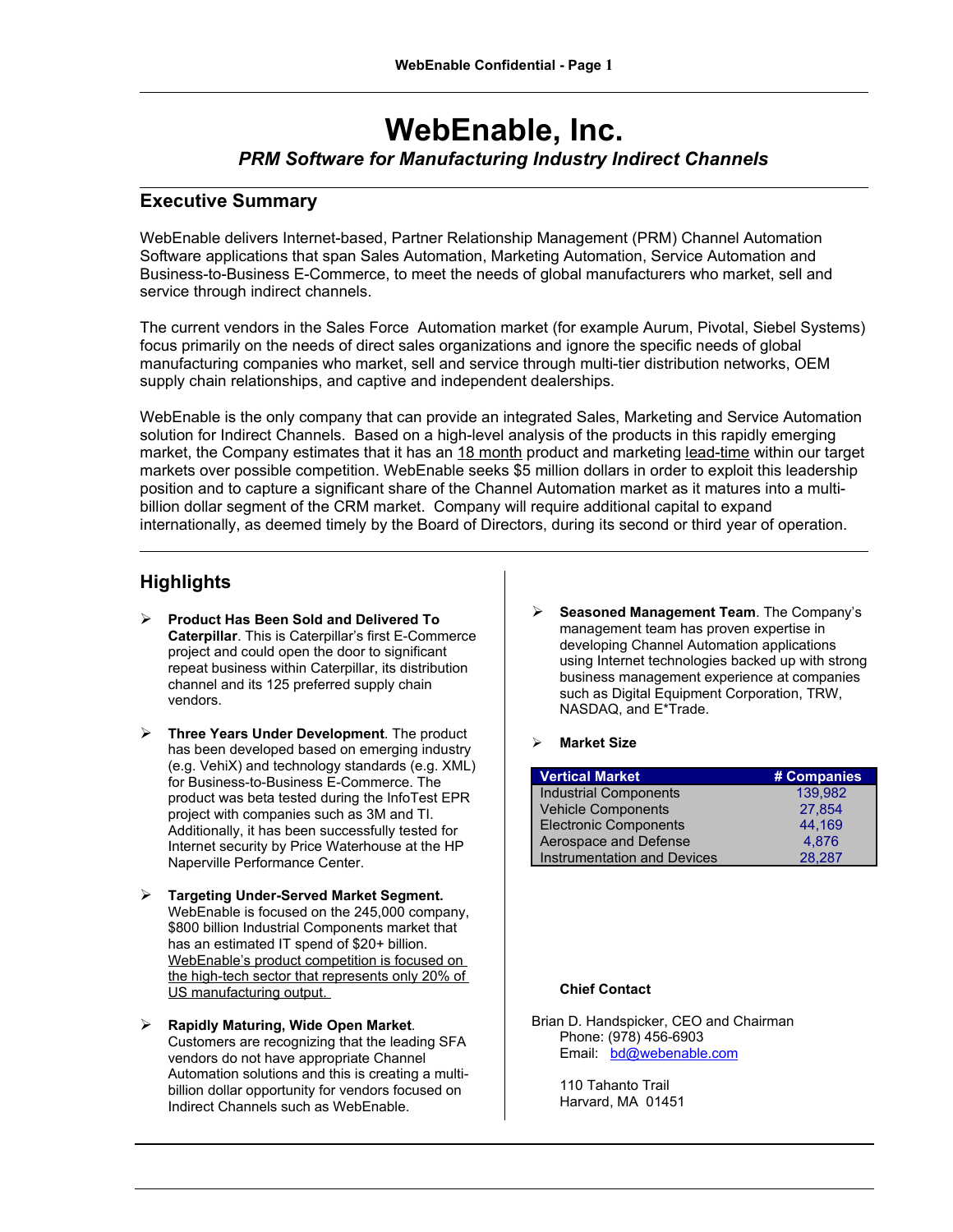# WebEnable, Inc.

*PRM Software for Manufacturing Industry Indirect Channels*

## Executive Summary

WebEnable delivers Internet-based, Partner Relationship Management (PRM) Channel Automation Software applications that span Sales Automation, Marketing Automation, Service Automation and Business-to-Business E-Commerce, to meet the needs of global manufacturers who market, sell and service through indirect channels.

The current vendors in the Sales Force Automation market (for example Aurum, Pivotal, Siebel Systems) focus primarily on the needs of direct sales organizations and ignore the specific needs of global manufacturing companies who market, sell and service through multi-tier distribution networks, OEM supply chain relationships, and captive and independent dealerships.

WebEnable is the only company that can provide an integrated Sales, Marketing and Service Automation solution for Indirect Channels. Based on a high-level analysis of the products in this rapidly emerging market, the Company estimates that it has an 18 month product and marketing lead-time within our target markets over possible competition. WebEnable seeks $5 million dollars in order to exploit this leadership position and to capture a significant share of the Channel Automation market as it matures into a multi-billion dollar segment of the CRM market. Company will require additional capital to expand internationally, as deemed timely by the Board of Directors, during its second or third year of operation.

## Highlights

- **Product Has Been Sold and Delivered To Caterpillar**. This is Caterpillar's first E-Commerce project and could open the door to significant repeat business within Caterpillar, its distribution channel and its 125 preferred supply chain vendors.

- **Three Years Under Development**. The product has been developed based on emerging industry (e.g. VehiX) and technology standards (e.g. XML) for Business-to-Business E-Commerce. The product was beta tested during the InfoTest EPR project with companies such as 3M and TI. Additionally, it has been successfully tested for Internet security by Price Waterhouse at the HP Naperville Performance Center.

- **Targeting Under-Served Market Segment.** WebEnable is focused on the 245,000 company, $800 billion Industrial Components market that has an estimated IT spend of $20+ billion. WebEnable's product competition is focused on the high-tech sector that represents only 20% of US manufacturing output.

- **Rapidly Maturing, Wide Open Market**. Customers are recognizing that the leading SFA vendors do not have appropriate Channel Automation solutions and this is creating a multi-billion dollar opportunity for vendors focused on Indirect Channels such as WebEnable.

- **Seasoned Management Team**. The Company's management team has proven expertise in developing Channel Automation applications using Internet technologies backed up with strong business management experience at companies such as Digital Equipment Corporation, TRW, NASDAQ, and E*Trade.

- **Market Size**

| Vertical Market | # Companies |
|---|---|
| Industrial Components | 139,982 |
| Vehicle Components | 27,854 |
| Electronic Components | 44,169 |
| Aerospace and Defense | 4,876 |
| Instrumentation and Devices | 28,287 |

**Chief Contact**

Brian D. Handspicker, CEO and Chairman
Phone: (978) 456-6903
Email: bd@webenable.com

110 Tahanto Trail
Harvard, MA 01451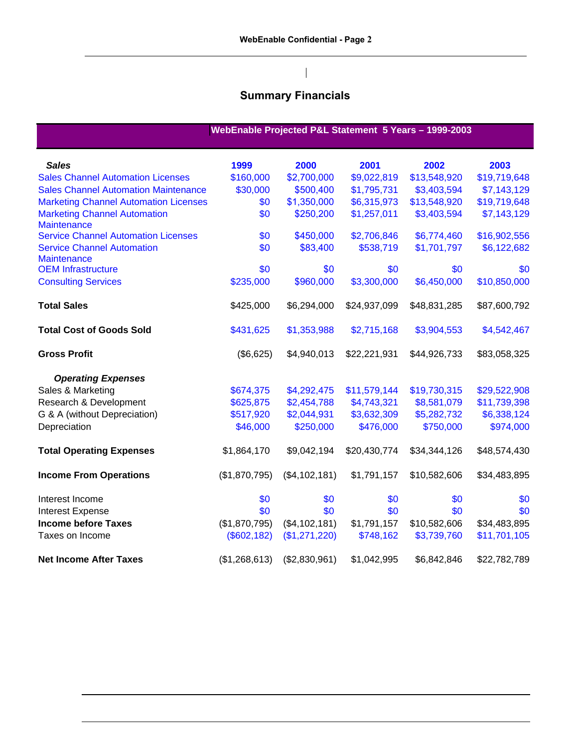## Summary Financials

| WebEnable Projected P&L Statement 5 Years – 1999-2003 | | | | | |
|---|---|---|---|---|---|
| ***Sales*** | **1999** | **2000** | **2001** | **2002** | **2003** |
| Sales Channel Automation Licenses | $160,000 | $2,700,000 | $9,022,819 | $13,548,920 | $19,719,648 |
| Sales Channel Automation Maintenance | $30,000 | $500,400 | $1,795,731 | $3,403,594 | $7,143,129 |
| Marketing Channel Automation Licenses | $0 | $1,350,000 | $6,315,973 | $13,548,920 | $19,719,648 |
| Marketing Channel Automation Maintenance | $0 | $250,200 | $1,257,011 | $3,403,594 | $7,143,129 |
| Service Channel Automation Licenses | $0 | $450,000 | $2,706,846 | $6,774,460 | $16,902,556 |
| Service Channel Automation Maintenance | $0 | $83,400 | $538,719 | $1,701,797 | $6,122,682 |
| OEM Infrastructure | $0 | $0 | $0 | $0 | $0 |
| Consulting Services | $235,000 | $960,000 | $3,300,000 | $6,450,000 | $10,850,000 |
| **Total Sales** | $425,000 | $6,294,000 | $24,937,099 | $48,831,285 | $87,600,792 |
| **Total Cost of Goods Sold** | $431,625 | $1,353,988 | $2,715,168 | $3,904,553 | $4,542,467 |
| **Gross Profit** | ($6,625) | $4,940,013 | $22,221,931 | $44,926,733 | $83,058,325 |
| ***Operating Expenses*** | | | | | |
| Sales & Marketing | $674,375 | $4,292,475 | $11,579,144 | $19,730,315 | $29,522,908 |
| Research & Development | $625,875 | $2,454,788 | $4,743,321 | $8,581,079 | $11,739,398 |
| G & A (without Depreciation) | $517,920 | $2,044,931 | $3,632,309 | $5,282,732 | $6,338,124 |
| Depreciation | $46,000 | $250,000 | $476,000 | $750,000 | $974,000 |
| **Total Operating Expenses** | $1,864,170 | $9,042,194 | $20,430,774 | $34,344,126 | $48,574,430 |
| **Income From Operations** | ($1,870,795) | ($4,102,181) | $1,791,157 | $10,582,606 | $34,483,895 |
| Interest Income | $0 | $0 | $0 | $0 | $0 |
| Interest Expense | $0 | $0 | $0 | $0 | $0 |
| **Income before Taxes** | ($1,870,795) | ($4,102,181) | $1,791,157 | $10,582,606 | $34,483,895 |
| Taxes on Income | ($602,182) | ($1,271,220) | $748,162 | $3,739,760 | $11,701,105 |
| **Net Income After Taxes** | ($1,268,613) | ($2,830,961) | $1,042,995 | $6,842,846 | $22,782,789 |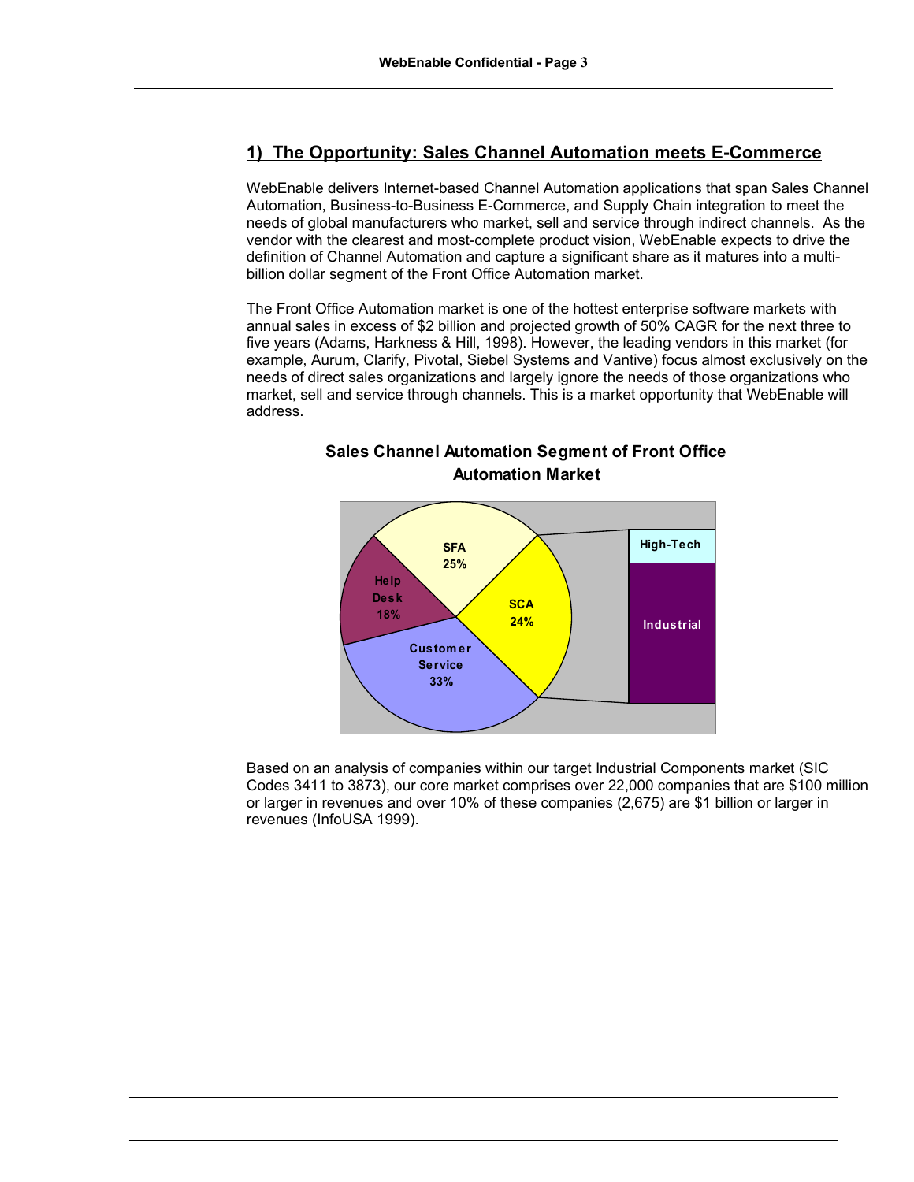## 1) The Opportunity: Sales Channel Automation meets E-Commerce

WebEnable delivers Internet-based Channel Automation applications that span Sales Channel Automation, Business-to-Business E-Commerce, and Supply Chain integration to meet the needs of global manufacturers who market, sell and service through indirect channels. As the vendor with the clearest and most-complete product vision, WebEnable expects to drive the definition of Channel Automation and capture a significant share as it matures into a multi-billion dollar segment of the Front Office Automation market.

The Front Office Automation market is one of the hottest enterprise software markets with annual sales in excess of $2 billion and projected growth of 50% CAGR for the next three to five years (Adams, Harkness & Hill, 1998). However, the leading vendors in this market (for example, Aurum, Clarify, Pivotal, Siebel Systems and Vantive) focus almost exclusively on the needs of direct sales organizations and largely ignore the needs of those organizations who market, sell and service through channels. This is a market opportunity that WebEnable will address.

**Sales Channel Automation Segment of Front Office Automation Market**

| Segment | Share |
| --- | --- |
| SFA | 25% |
| SCA | 24% |
| Customer Service | 33% |
| Help Desk | 18% |

SCA breakdown: High-Tech, Industrial

Based on an analysis of companies within our target Industrial Components market (SIC Codes 3411 to 3873), our core market comprises over 22,000 companies that are $100 million or larger in revenues and over 10% of these companies (2,675) are $1 billion or larger in revenues (InfoUSA 1999).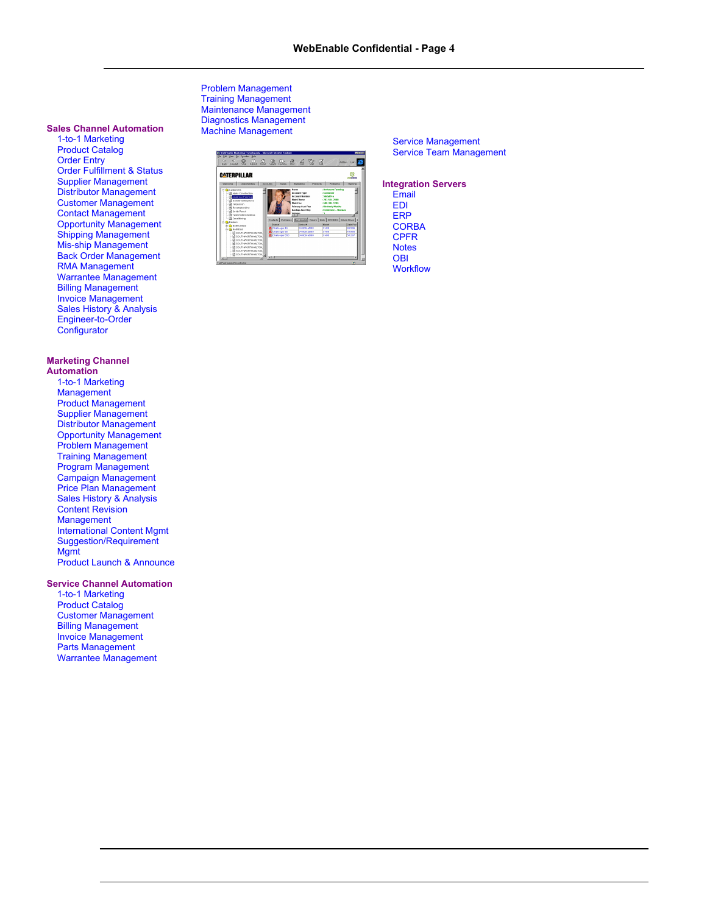Problem Management
Training Management
Maintenance Management
Diagnostics Management
Machine Management

**Sales Channel Automation**

- 1-to-1 Marketing
- Product Catalog
- Order Entry
- Order Fulfillment & Status
- Supplier Management
- Distributor Management
- Customer Management
- Contact Management
- Opportunity Management
- Shipping Management
- Mis-ship Management
- Back Order Management
- RMA Management
- Warrantee Management
- Billing Management
- Invoice Management
- Sales History & Analysis
- Engineer-to-Order
- Configurator

**Marketing Channel Automation**

- 1-to-1 Marketing Management
- Product Management
- Supplier Management
- Distributor Management
- Opportunity Management
- Problem Management
- Training Management
- Program Management
- Campaign Management
- Price Plan Management
- Sales History & Analysis
- Content Revision Management
- International Content Mgmt
- Suggestion/Requirement Mgmt
- Product Launch & Announce

**Service Channel Automation**

- 1-to-1 Marketing
- Product Catalog
- Customer Management
- Billing Management
- Invoice Management
- Parts Management
- Warrantee Management

Service Management
Service Team Management

**Integration Servers**

- Email
- EDI
- ERP
- CORBA
- CPFR
- Notes
- OBI
- Workflow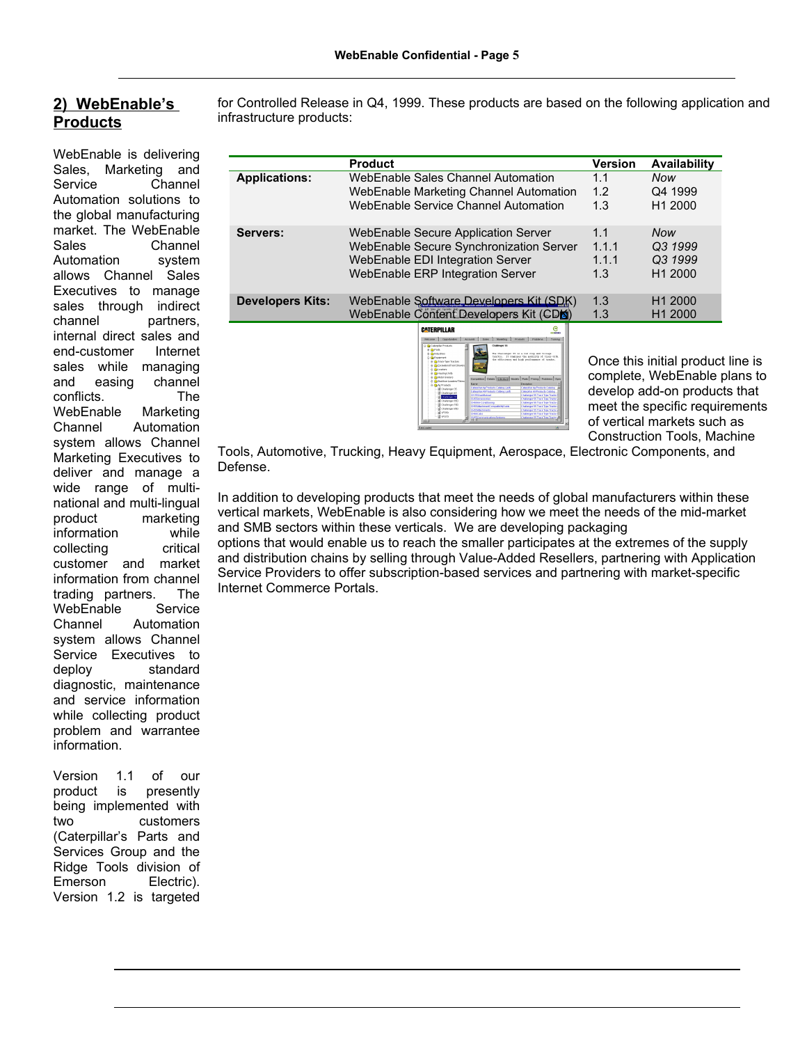## 2) WebEnable's Products

WebEnable is delivering Sales, Marketing and Service Channel Automation solutions to the global manufacturing market. The WebEnable Sales Channel Automation system allows Channel Sales Executives to manage sales through indirect channel partners, internal direct sales and end-customer Internet sales while managing and easing channel conflicts. The WebEnable Marketing Channel Automation system allows Channel Marketing Executives to deliver and manage a wide range of multi-national and multi-lingual product marketing information while collecting critical customer and market information from channel trading partners. The WebEnable Service Channel Automation system allows Channel Service Executives to deploy standard diagnostic, maintenance and service information while collecting product problem and warrantee information.

Version 1.1 of our product is presently being implemented with two customers (Caterpillar's Parts and Services Group and the Ridge Tools division of Emerson Electric). Version 1.2 is targeted for Controlled Release in Q4, 1999. These products are based on the following application and infrastructure products:

| | Product | Version | Availability |
|---|---|---|---|
| **Applications:** | WebEnable Sales Channel Automation | 1.1 | *Now* |
| | WebEnable Marketing Channel Automation | 1.2 | Q4 1999 |
| | WebEnable Service Channel Automation | 1.3 | H1 2000 |
| **Servers:** | WebEnable Secure Application Server | 1.1 | *Now* |
| | WebEnable Secure Synchronization Server | 1.1.1 | *Q3 1999* |
| | WebEnable EDI Integration Server | 1.1.1 | *Q3 1999* |
| | WebEnable ERP Integration Server | 1.3 | H1 2000 |
| **Developers Kits:** | WebEnable Software Developers Kit (SDK) | 1.3 | H1 2000 |
| | WebEnable Content Developers Kit (CDK) | 1.3 | H1 2000 |

Once this initial product line is complete, WebEnable plans to develop add-on products that meet the specific requirements of vertical markets such as Construction Tools, Machine Tools, Automotive, Trucking, Heavy Equipment, Aerospace, Electronic Components, and Defense.

In addition to developing products that meet the needs of global manufacturers within these vertical markets, WebEnable is also considering how we meet the needs of the mid-market and SMB sectors within these verticals. We are developing packaging options that would enable us to reach the smaller participates at the extremes of the supply and distribution chains by selling through Value-Added Resellers, partnering with Application Service Providers to offer subscription-based services and partnering with market-specific Internet Commerce Portals.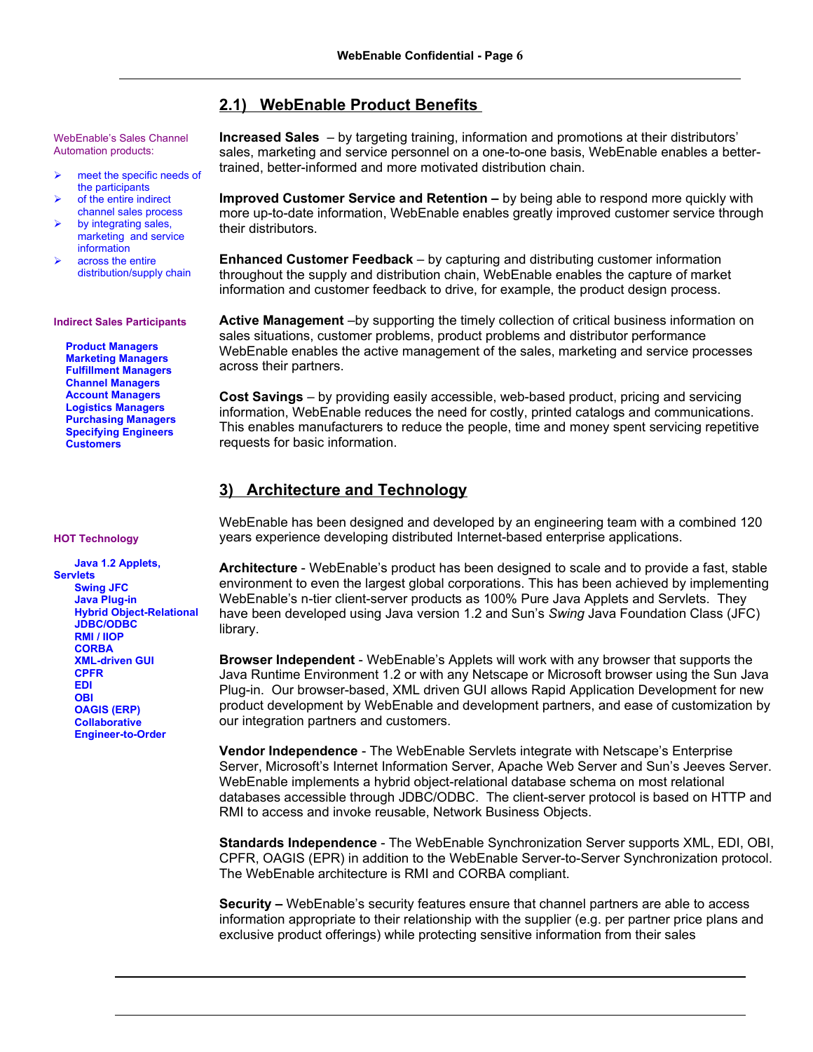## 2.1) WebEnable Product Benefits

WebEnable's Sales Channel Automation products:

- meet the specific needs of the participants
- of the entire indirect channel sales process
- by integrating sales, marketing and service information
- across the entire distribution/supply chain

**Increased Sales** – by targeting training, information and promotions at their distributors' sales, marketing and service personnel on a one-to-one basis, WebEnable enables a better-trained, better-informed and more motivated distribution chain.

**Improved Customer Service and Retention –** by being able to respond more quickly with more up-to-date information, WebEnable enables greatly improved customer service through their distributors.

**Enhanced Customer Feedback** – by capturing and distributing customer information throughout the supply and distribution chain, WebEnable enables the capture of market information and customer feedback to drive, for example, the product design process.

**Indirect Sales Participants**

**Product Managers**
**Marketing Managers**
**Fulfillment Managers**
**Channel Managers**
**Account Managers**
**Logistics Managers**
**Purchasing Managers**
**Specifying Engineers**
**Customers**

**Active Management** –by supporting the timely collection of critical business information on sales situations, customer problems, product problems and distributor performance WebEnable enables the active management of the sales, marketing and service processes across their partners.

**Cost Savings** – by providing easily accessible, web-based product, pricing and servicing information, WebEnable reduces the need for costly, printed catalogs and communications. This enables manufacturers to reduce the people, time and money spent servicing repetitive requests for basic information.

## 3) Architecture and Technology

WebEnable has been designed and developed by an engineering team with a combined 120 years experience developing distributed Internet-based enterprise applications.

**HOT Technology**

**Java 1.2 Applets, Servlets**
**Swing JFC**
**Java Plug-in**
**Hybrid Object-Relational**
**JDBC/ODBC**
**RMI / IIOP**
**CORBA**
**XML-driven GUI**
**CPFR**
**EDI**
**OBI**
**OAGIS (ERP)**
**Collaborative**
**Engineer-to-Order**

**Architecture** - WebEnable's product has been designed to scale and to provide a fast, stable environment to even the largest global corporations. This has been achieved by implementing WebEnable's n-tier client-server products as 100% Pure Java Applets and Servlets. They have been developed using Java version 1.2 and Sun's *Swing* Java Foundation Class (JFC) library.

**Browser Independent** - WebEnable's Applets will work with any browser that supports the Java Runtime Environment 1.2 or with any Netscape or Microsoft browser using the Sun Java Plug-in. Our browser-based, XML driven GUI allows Rapid Application Development for new product development by WebEnable and development partners, and ease of customization by our integration partners and customers.

**Vendor Independence** - The WebEnable Servlets integrate with Netscape's Enterprise Server, Microsoft's Internet Information Server, Apache Web Server and Sun's Jeeves Server. WebEnable implements a hybrid object-relational database schema on most relational databases accessible through JDBC/ODBC. The client-server protocol is based on HTTP and RMI to access and invoke reusable, Network Business Objects.

**Standards Independence** - The WebEnable Synchronization Server supports XML, EDI, OBI, CPFR, OAGIS (EPR) in addition to the WebEnable Server-to-Server Synchronization protocol. The WebEnable architecture is RMI and CORBA compliant.

**Security –** WebEnable's security features ensure that channel partners are able to access information appropriate to their relationship with the supplier (e.g. per partner price plans and exclusive product offerings) while protecting sensitive information from their sales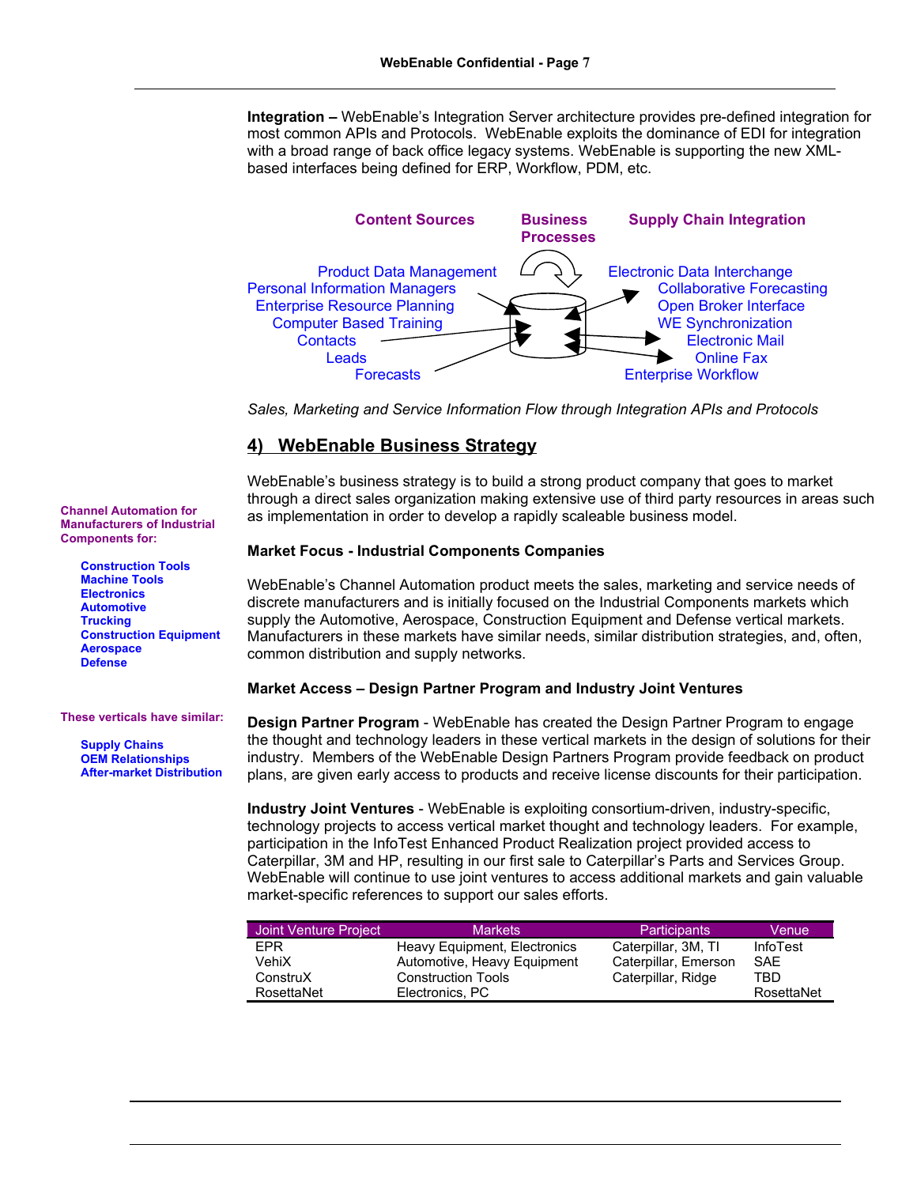**Integration –** WebEnable's Integration Server architecture provides pre-defined integration for most common APIs and Protocols. WebEnable exploits the dominance of EDI for integration with a broad range of back office legacy systems. WebEnable is supporting the new XML-based interfaces being defined for ERP, Workflow, PDM, etc.

**Content Sources**

- Product Data Management
- Personal Information Managers
- Enterprise Resource Planning
- Computer Based Training
- Contacts
- Leads
- Forecasts

**Business Processes**

**Supply Chain Integration**

- Electronic Data Interchange
- Collaborative Forecasting
- Open Broker Interface
- WE Synchronization
- Electronic Mail
- Online Fax
- Enterprise Workflow

*Sales, Marketing and Service Information Flow through Integration APIs and Protocols*

## 4) WebEnable Business Strategy

WebEnable's business strategy is to build a strong product company that goes to market through a direct sales organization making extensive use of third party resources in areas such as implementation in order to develop a rapidly scaleable business model.

**Channel Automation for Manufacturers of Industrial Components for:**

- **Construction Tools**
- **Machine Tools**
- **Electronics**
- **Automotive**
- **Trucking**
- **Construction Equipment**
- **Aerospace**
- **Defense**

**These verticals have similar:**

- **Supply Chains**
- **OEM Relationships**
- **After-market Distribution**

**Market Focus - Industrial Components Companies**

WebEnable's Channel Automation product meets the sales, marketing and service needs of discrete manufacturers and is initially focused on the Industrial Components markets which supply the Automotive, Aerospace, Construction Equipment and Defense vertical markets. Manufacturers in these markets have similar needs, similar distribution strategies, and, often, common distribution and supply networks.

**Market Access – Design Partner Program and Industry Joint Ventures**

**Design Partner Program** - WebEnable has created the Design Partner Program to engage the thought and technology leaders in these vertical markets in the design of solutions for their industry. Members of the WebEnable Design Partners Program provide feedback on product plans, are given early access to products and receive license discounts for their participation.

**Industry Joint Ventures** - WebEnable is exploiting consortium-driven, industry-specific, technology projects to access vertical market thought and technology leaders. For example, participation in the InfoTest Enhanced Product Realization project provided access to Caterpillar, 3M and HP, resulting in our first sale to Caterpillar's Parts and Services Group. WebEnable will continue to use joint ventures to access additional markets and gain valuable market-specific references to support our sales efforts.

| Joint Venture Project | Markets | Participants | Venue |
|---|---|---|---|
| EPR | Heavy Equipment, Electronics | Caterpillar, 3M, TI | InfoTest |
| VehiX | Automotive, Heavy Equipment | Caterpillar, Emerson | SAE |
| ConstruX | Construction Tools | Caterpillar, Ridge | TBD |
| RosettaNet | Electronics, PC | | RosettaNet |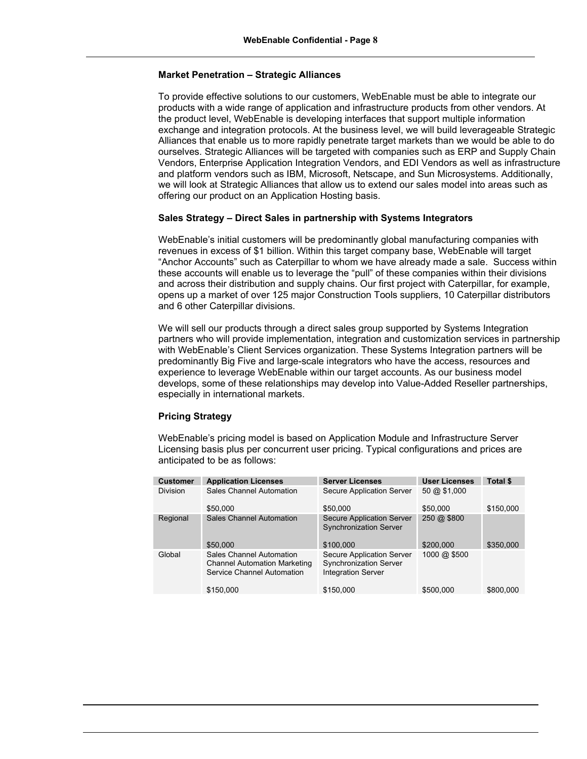**Market Penetration – Strategic Alliances**

To provide effective solutions to our customers, WebEnable must be able to integrate our products with a wide range of application and infrastructure products from other vendors. At the product level, WebEnable is developing interfaces that support multiple information exchange and integration protocols. At the business level, we will build leverageable Strategic Alliances that enable us to more rapidly penetrate target markets than we would be able to do ourselves. Strategic Alliances will be targeted with companies such as ERP and Supply Chain Vendors, Enterprise Application Integration Vendors, and EDI Vendors as well as infrastructure and platform vendors such as IBM, Microsoft, Netscape, and Sun Microsystems. Additionally, we will look at Strategic Alliances that allow us to extend our sales model into areas such as offering our product on an Application Hosting basis.

**Sales Strategy – Direct Sales in partnership with Systems Integrators**

WebEnable's initial customers will be predominantly global manufacturing companies with revenues in excess of $1 billion. Within this target company base, WebEnable will target "Anchor Accounts" such as Caterpillar to whom we have already made a sale. Success within these accounts will enable us to leverage the "pull" of these companies within their divisions and across their distribution and supply chains. Our first project with Caterpillar, for example, opens up a market of over 125 major Construction Tools suppliers, 10 Caterpillar distributors and 6 other Caterpillar divisions.

We will sell our products through a direct sales group supported by Systems Integration partners who will provide implementation, integration and customization services in partnership with WebEnable's Client Services organization. These Systems Integration partners will be predominantly Big Five and large-scale integrators who have the access, resources and experience to leverage WebEnable within our target accounts. As our business model develops, some of these relationships may develop into Value-Added Reseller partnerships, especially in international markets.

**Pricing Strategy**

WebEnable's pricing model is based on Application Module and Infrastructure Server Licensing basis plus per concurrent user pricing. Typical configurations and prices are anticipated to be as follows:

| Customer | Application Licenses | Server Licenses | User Licenses | Total $ |
|---|---|---|---|---|
| Division | Sales Channel Automation<br>$50,000 | Secure Application Server<br>$50,000 | 50 @ $1,000<br>$50,000 | $150,000 |
| Regional | Sales Channel Automation<br>$50,000 | Secure Application Server<br>Synchronization Server<br>$100,000 | 250 @ $800<br>$200,000 | $350,000 |
| Global | Sales Channel Automation<br>Channel Automation Marketing<br>Service Channel Automation<br>$150,000 | Secure Application Server<br>Synchronization Server<br>Integration Server<br>$150,000 | 1000 @ $500<br>$500,000 | $800,000 |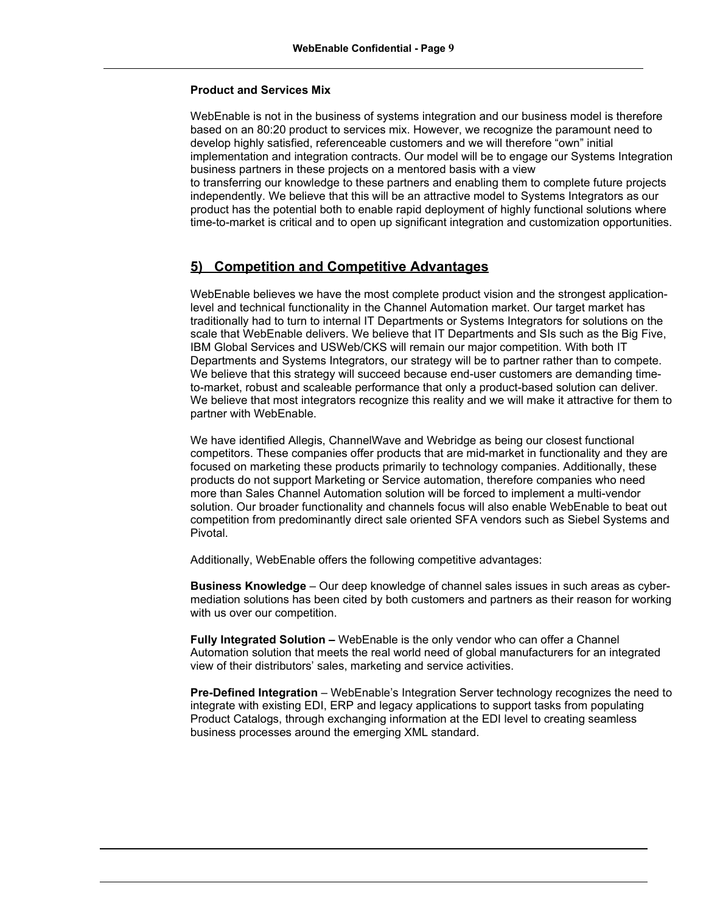**Product and Services Mix**

WebEnable is not in the business of systems integration and our business model is therefore based on an 80:20 product to services mix. However, we recognize the paramount need to develop highly satisfied, referenceable customers and we will therefore "own" initial implementation and integration contracts. Our model will be to engage our Systems Integration business partners in these projects on a mentored basis with a view to transferring our knowledge to these partners and enabling them to complete future projects independently. We believe that this will be an attractive model to Systems Integrators as our product has the potential both to enable rapid deployment of highly functional solutions where time-to-market is critical and to open up significant integration and customization opportunities.

## 5) Competition and Competitive Advantages

WebEnable believes we have the most complete product vision and the strongest application-level and technical functionality in the Channel Automation market. Our target market has traditionally had to turn to internal IT Departments or Systems Integrators for solutions on the scale that WebEnable delivers. We believe that IT Departments and SIs such as the Big Five, IBM Global Services and USWeb/CKS will remain our major competition. With both IT Departments and Systems Integrators, our strategy will be to partner rather than to compete. We believe that this strategy will succeed because end-user customers are demanding time-to-market, robust and scaleable performance that only a product-based solution can deliver. We believe that most integrators recognize this reality and we will make it attractive for them to partner with WebEnable.

We have identified Allegis, ChannelWave and Webridge as being our closest functional competitors. These companies offer products that are mid-market in functionality and they are focused on marketing these products primarily to technology companies. Additionally, these products do not support Marketing or Service automation, therefore companies who need more than Sales Channel Automation solution will be forced to implement a multi-vendor solution. Our broader functionality and channels focus will also enable WebEnable to beat out competition from predominantly direct sale oriented SFA vendors such as Siebel Systems and Pivotal.

Additionally, WebEnable offers the following competitive advantages:

**Business Knowledge** – Our deep knowledge of channel sales issues in such areas as cyber-mediation solutions has been cited by both customers and partners as their reason for working with us over our competition.

**Fully Integrated Solution –** WebEnable is the only vendor who can offer a Channel Automation solution that meets the real world need of global manufacturers for an integrated view of their distributors' sales, marketing and service activities.

**Pre-Defined Integration** – WebEnable's Integration Server technology recognizes the need to integrate with existing EDI, ERP and legacy applications to support tasks from populating Product Catalogs, through exchanging information at the EDI level to creating seamless business processes around the emerging XML standard.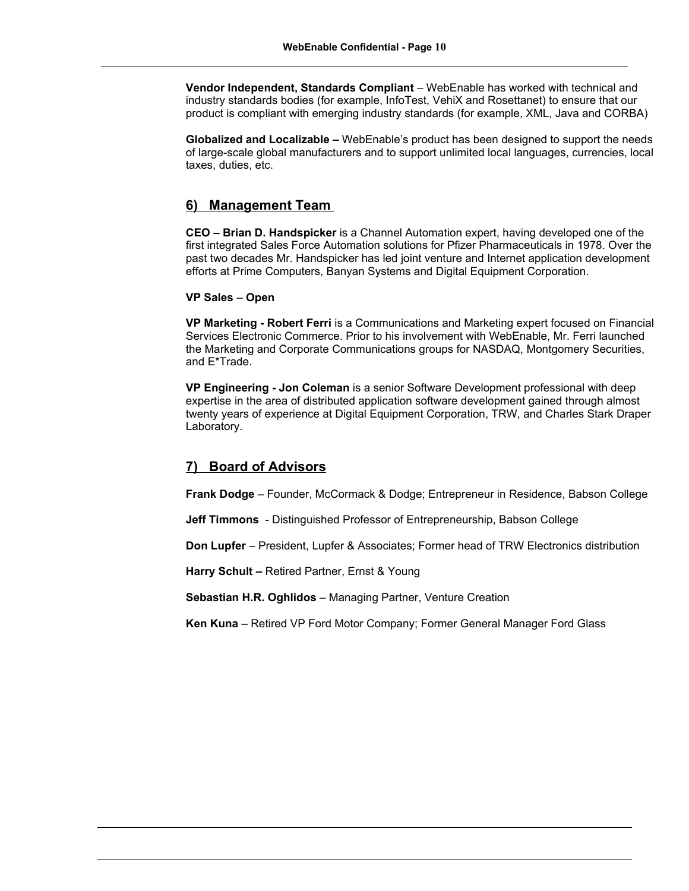**Vendor Independent, Standards Compliant** – WebEnable has worked with technical and industry standards bodies (for example, InfoTest, VehiX and Rosettanet) to ensure that our product is compliant with emerging industry standards (for example, XML, Java and CORBA)

**Globalized and Localizable –** WebEnable's product has been designed to support the needs of large-scale global manufacturers and to support unlimited local languages, currencies, local taxes, duties, etc.

## 6) Management Team

**CEO – Brian D. Handspicker** is a Channel Automation expert, having developed one of the first integrated Sales Force Automation solutions for Pfizer Pharmaceuticals in 1978. Over the past two decades Mr. Handspicker has led joint venture and Internet application development efforts at Prime Computers, Banyan Systems and Digital Equipment Corporation.

**VP Sales** – **Open**

**VP Marketing - Robert Ferri** is a Communications and Marketing expert focused on Financial Services Electronic Commerce. Prior to his involvement with WebEnable, Mr. Ferri launched the Marketing and Corporate Communications groups for NASDAQ, Montgomery Securities, and E*Trade.

**VP Engineering - Jon Coleman** is a senior Software Development professional with deep expertise in the area of distributed application software development gained through almost twenty years of experience at Digital Equipment Corporation, TRW, and Charles Stark Draper Laboratory.

## 7) Board of Advisors

**Frank Dodge** – Founder, McCormack & Dodge; Entrepreneur in Residence, Babson College

**Jeff Timmons** - Distinguished Professor of Entrepreneurship, Babson College

**Don Lupfer** – President, Lupfer & Associates; Former head of TRW Electronics distribution

**Harry Schult –** Retired Partner, Ernst & Young

**Sebastian H.R. Oghlidos** – Managing Partner, Venture Creation

**Ken Kuna** – Retired VP Ford Motor Company; Former General Manager Ford Glass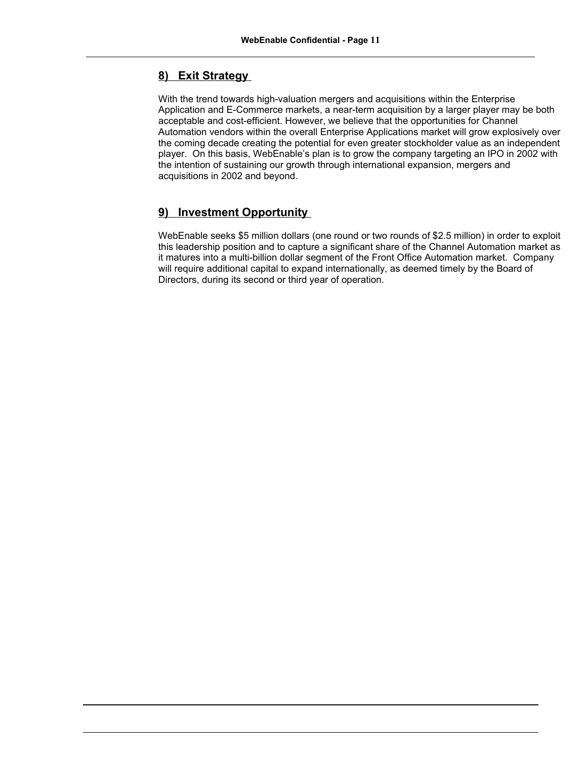## 8) Exit Strategy

With the trend towards high-valuation mergers and acquisitions within the Enterprise Application and E-Commerce markets, a near-term acquisition by a larger player may be both acceptable and cost-efficient. However, we believe that the opportunities for Channel Automation vendors within the overall Enterprise Applications market will grow explosively over the coming decade creating the potential for even greater stockholder value as an independent player. On this basis, WebEnable's plan is to grow the company targeting an IPO in 2002 with the intention of sustaining our growth through international expansion, mergers and acquisitions in 2002 and beyond.

## 9) Investment Opportunity

WebEnable seeks $5 million dollars (one round or two rounds of $2.5 million) in order to exploit this leadership position and to capture a significant share of the Channel Automation market as it matures into a multi-billion dollar segment of the Front Office Automation market. Company will require additional capital to expand internationally, as deemed timely by the Board of Directors, during its second or third year of operation.